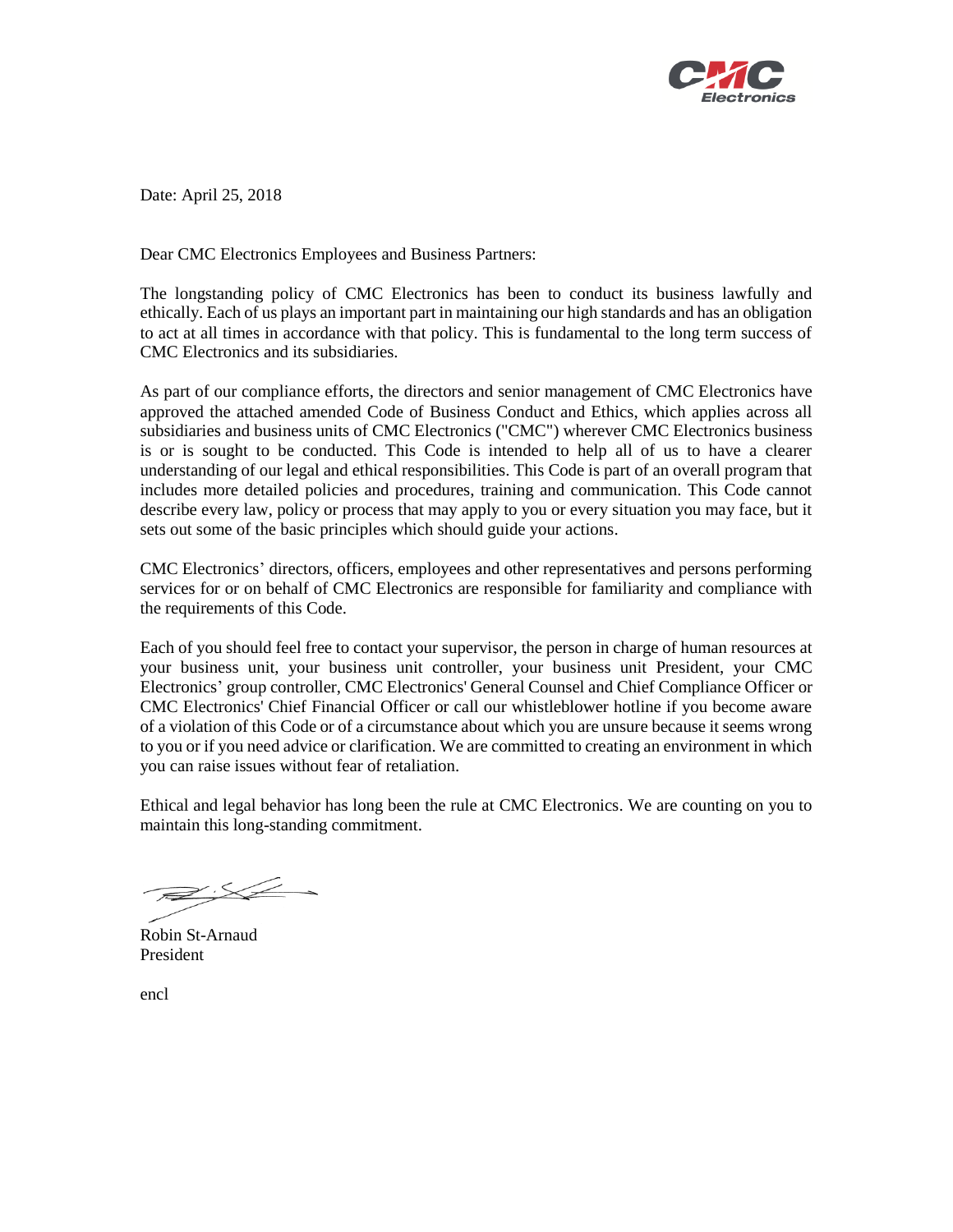CMC Electronics

Date: April 25, 2018

Dear CMC Electronics Employees and Business Partners:

The longstanding policy of CMC Electronics has been to conduct its business lawfully and ethically. Each of us plays an important part in maintaining our high standards and has an obligation to act at all times in accordance with that policy. This is fundamental to the long term success of CMC Electronics and its subsidiaries.

As part of our compliance efforts, the directors and senior management of CMC Electronics have approved the attached amended Code of Business Conduct and Ethics, which applies across all subsidiaries and business units of CMC Electronics ("CMC") wherever CMC Electronics business is or is sought to be conducted. This Code is intended to help all of us to have a clearer understanding of our legal and ethical responsibilities. This Code is part of an overall program that includes more detailed policies and procedures, training and communication. This Code cannot describe every law, policy or process that may apply to you or every situation you may face, but it sets out some of the basic principles which should guide your actions.

CMC Electronics' directors, officers, employees and other representatives and persons performing services for or on behalf of CMC Electronics are responsible for familiarity and compliance with the requirements of this Code.

Each of you should feel free to contact your supervisor, the person in charge of human resources at your business unit, your business unit controller, your business unit President, your CMC Electronics' group controller, CMC Electronics' General Counsel and Chief Compliance Officer or CMC Electronics' Chief Financial Officer or call our whistleblower hotline if you become aware of a violation of this Code or of a circumstance about which you are unsure because it seems wrong to you or if you need advice or clarification. We are committed to creating an environment in which you can raise issues without fear of retaliation.

Ethical and legal behavior has long been the rule at CMC Electronics. We are counting on you to maintain this long-standing commitment.

Robin St-Arnaud  
President

encl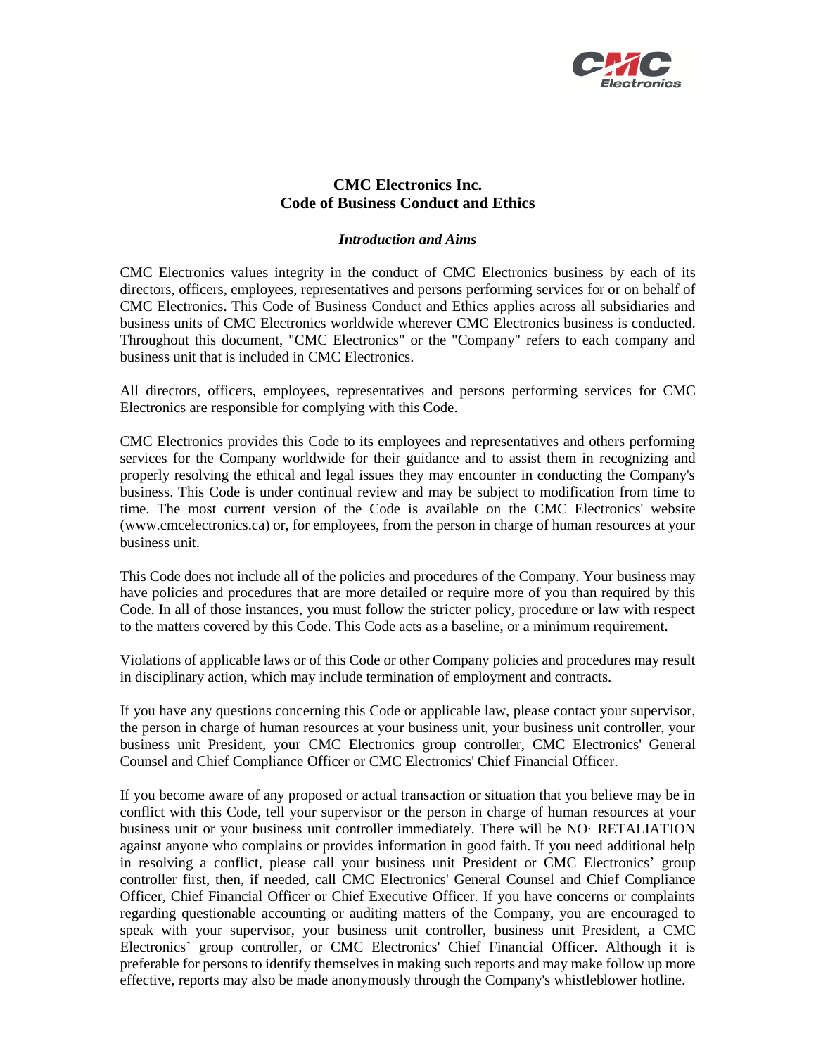# CMC Electronics Inc.
# Code of Business Conduct and Ethics

### *Introduction and Aims*

CMC Electronics values integrity in the conduct of CMC Electronics business by each of its directors, officers, employees, representatives and persons performing services for or on behalf of CMC Electronics. This Code of Business Conduct and Ethics applies across all subsidiaries and business units of CMC Electronics worldwide wherever CMC Electronics business is conducted. Throughout this document, "CMC Electronics" or the "Company" refers to each company and business unit that is included in CMC Electronics.

All directors, officers, employees, representatives and persons performing services for CMC Electronics are responsible for complying with this Code.

CMC Electronics provides this Code to its employees and representatives and others performing services for the Company worldwide for their guidance and to assist them in recognizing and properly resolving the ethical and legal issues they may encounter in conducting the Company's business. This Code is under continual review and may be subject to modification from time to time. The most current version of the Code is available on the CMC Electronics' website (www.cmcelectronics.ca) or, for employees, from the person in charge of human resources at your business unit.

This Code does not include all of the policies and procedures of the Company. Your business may have policies and procedures that are more detailed or require more of you than required by this Code. In all of those instances, you must follow the stricter policy, procedure or law with respect to the matters covered by this Code. This Code acts as a baseline, or a minimum requirement.

Violations of applicable laws or of this Code or other Company policies and procedures may result in disciplinary action, which may include termination of employment and contracts.

If you have any questions concerning this Code or applicable law, please contact your supervisor, the person in charge of human resources at your business unit, your business unit controller, your business unit President, your CMC Electronics group controller, CMC Electronics' General Counsel and Chief Compliance Officer or CMC Electronics' Chief Financial Officer.

If you become aware of any proposed or actual transaction or situation that you believe may be in conflict with this Code, tell your supervisor or the person in charge of human resources at your business unit or your business unit controller immediately. There will be NO· RETALIATION against anyone who complains or provides information in good faith. If you need additional help in resolving a conflict, please call your business unit President or CMC Electronics' group controller first, then, if needed, call CMC Electronics' General Counsel and Chief Compliance Officer, Chief Financial Officer or Chief Executive Officer. If you have concerns or complaints regarding questionable accounting or auditing matters of the Company, you are encouraged to speak with your supervisor, your business unit controller, business unit President, a CMC Electronics' group controller, or CMC Electronics' Chief Financial Officer. Although it is preferable for persons to identify themselves in making such reports and may make follow up more effective, reports may also be made anonymously through the Company's whistleblower hotline.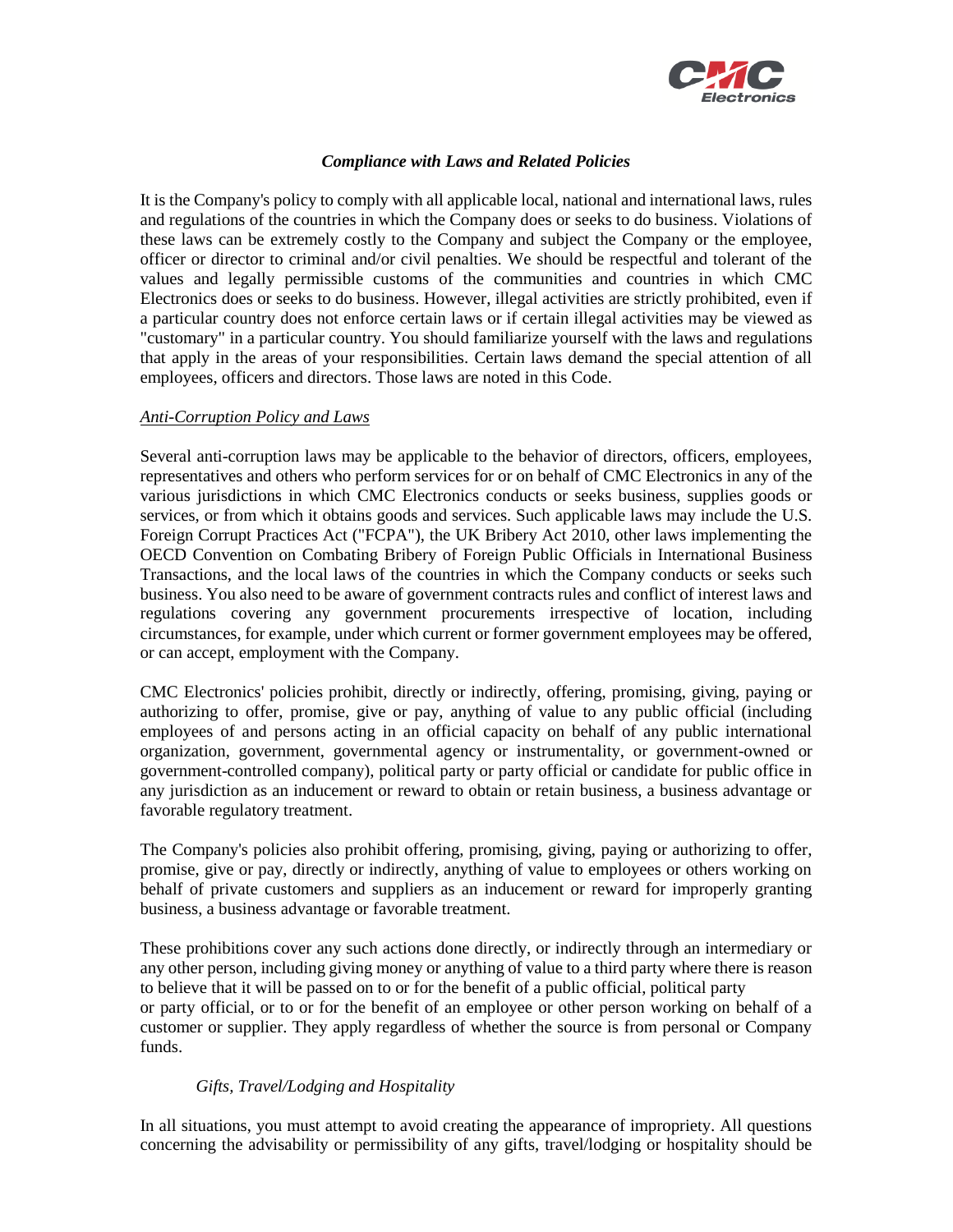### *Compliance with Laws and Related Policies*

It is the Company's policy to comply with all applicable local, national and international laws, rules and regulations of the countries in which the Company does or seeks to do business. Violations of these laws can be extremely costly to the Company and subject the Company or the employee, officer or director to criminal and/or civil penalties. We should be respectful and tolerant of the values and legally permissible customs of the communities and countries in which CMC Electronics does or seeks to do business. However, illegal activities are strictly prohibited, even if a particular country does not enforce certain laws or if certain illegal activities may be viewed as "customary" in a particular country. You should familiarize yourself with the laws and regulations that apply in the areas of your responsibilities. Certain laws demand the special attention of all employees, officers and directors. Those laws are noted in this Code.

#### *Anti-Corruption Policy and Laws*

Several anti-corruption laws may be applicable to the behavior of directors, officers, employees, representatives and others who perform services for or on behalf of CMC Electronics in any of the various jurisdictions in which CMC Electronics conducts or seeks business, supplies goods or services, or from which it obtains goods and services. Such applicable laws may include the U.S. Foreign Corrupt Practices Act ("FCPA"), the UK Bribery Act 2010, other laws implementing the OECD Convention on Combating Bribery of Foreign Public Officials in International Business Transactions, and the local laws of the countries in which the Company conducts or seeks such business. You also need to be aware of government contracts rules and conflict of interest laws and regulations covering any government procurements irrespective of location, including circumstances, for example, under which current or former government employees may be offered, or can accept, employment with the Company.

CMC Electronics' policies prohibit, directly or indirectly, offering, promising, giving, paying or authorizing to offer, promise, give or pay, anything of value to any public official (including employees of and persons acting in an official capacity on behalf of any public international organization, government, governmental agency or instrumentality, or government-owned or government-controlled company), political party or party official or candidate for public office in any jurisdiction as an inducement or reward to obtain or retain business, a business advantage or favorable regulatory treatment.

The Company's policies also prohibit offering, promising, giving, paying or authorizing to offer, promise, give or pay, directly or indirectly, anything of value to employees or others working on behalf of private customers and suppliers as an inducement or reward for improperly granting business, a business advantage or favorable treatment.

These prohibitions cover any such actions done directly, or indirectly through an intermediary or any other person, including giving money or anything of value to a third party where there is reason to believe that it will be passed on to or for the benefit of a public official, political party or party official, or to or for the benefit of an employee or other person working on behalf of a customer or supplier. They apply regardless of whether the source is from personal or Company funds.

##### *Gifts, Travel/Lodging and Hospitality*

In all situations, you must attempt to avoid creating the appearance of impropriety. All questions concerning the advisability or permissibility of any gifts, travel/lodging or hospitality should be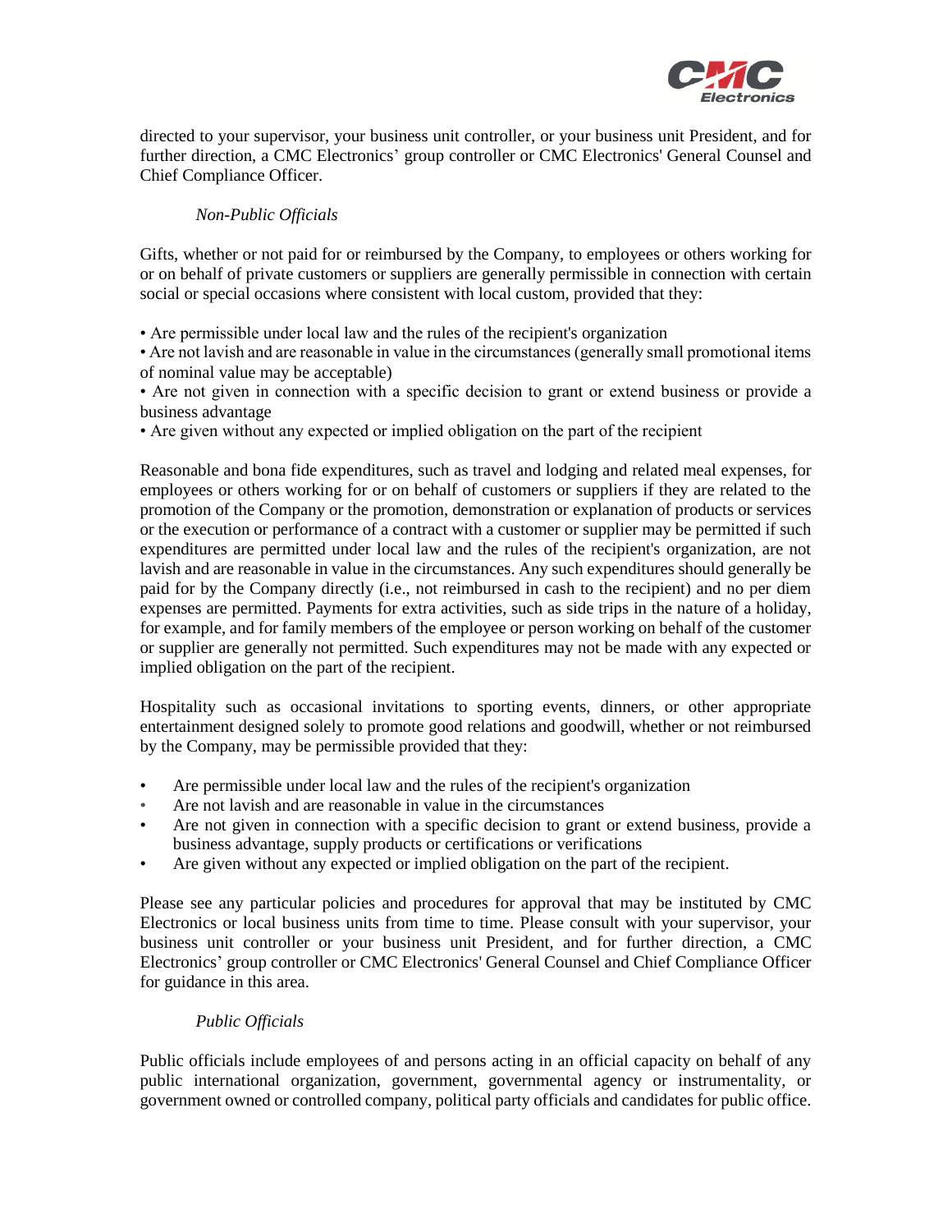directed to your supervisor, your business unit controller, or your business unit President, and for further direction, a CMC Electronics' group controller or CMC Electronics' General Counsel and Chief Compliance Officer.

*Non-Public Officials*

Gifts, whether or not paid for or reimbursed by the Company, to employees or others working for or on behalf of private customers or suppliers are generally permissible in connection with certain social or special occasions where consistent with local custom, provided that they:

- Are permissible under local law and the rules of the recipient's organization
- Are not lavish and are reasonable in value in the circumstances (generally small promotional items of nominal value may be acceptable)
- Are not given in connection with a specific decision to grant or extend business or provide a business advantage
- Are given without any expected or implied obligation on the part of the recipient

Reasonable and bona fide expenditures, such as travel and lodging and related meal expenses, for employees or others working for or on behalf of customers or suppliers if they are related to the promotion of the Company or the promotion, demonstration or explanation of products or services or the execution or performance of a contract with a customer or supplier may be permitted if such expenditures are permitted under local law and the rules of the recipient's organization, are not lavish and are reasonable in value in the circumstances. Any such expenditures should generally be paid for by the Company directly (i.e., not reimbursed in cash to the recipient) and no per diem expenses are permitted. Payments for extra activities, such as side trips in the nature of a holiday, for example, and for family members of the employee or person working on behalf of the customer or supplier are generally not permitted. Such expenditures may not be made with any expected or implied obligation on the part of the recipient.

Hospitality such as occasional invitations to sporting events, dinners, or other appropriate entertainment designed solely to promote good relations and goodwill, whether or not reimbursed by the Company, may be permissible provided that they:

- Are permissible under local law and the rules of the recipient's organization
- Are not lavish and are reasonable in value in the circumstances
- Are not given in connection with a specific decision to grant or extend business, provide a business advantage, supply products or certifications or verifications
- Are given without any expected or implied obligation on the part of the recipient.

Please see any particular policies and procedures for approval that may be instituted by CMC Electronics or local business units from time to time. Please consult with your supervisor, your business unit controller or your business unit President, and for further direction, a CMC Electronics' group controller or CMC Electronics' General Counsel and Chief Compliance Officer for guidance in this area.

*Public Officials*

Public officials include employees of and persons acting in an official capacity on behalf of any public international organization, government, governmental agency or instrumentality, or government owned or controlled company, political party officials and candidates for public office.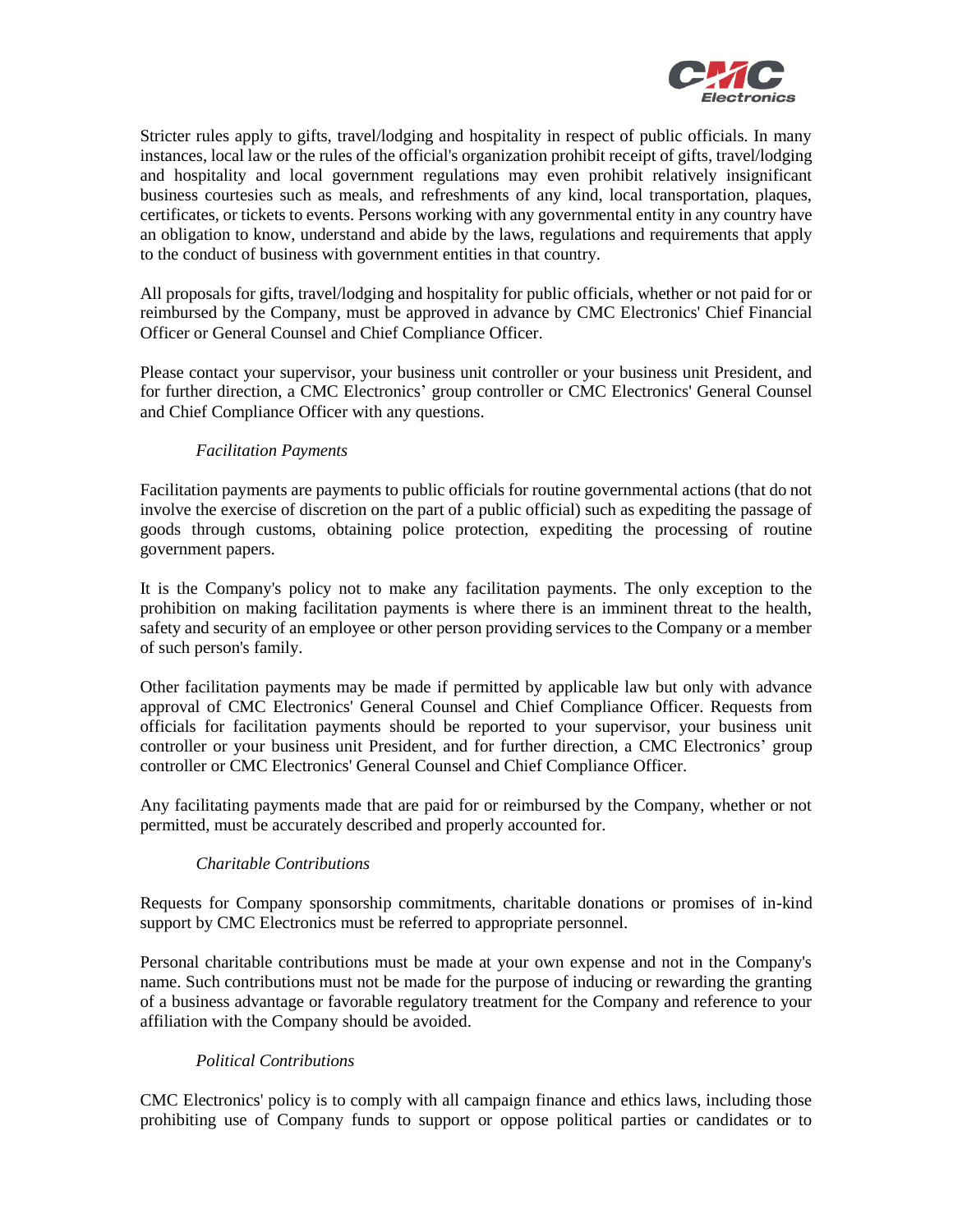Stricter rules apply to gifts, travel/lodging and hospitality in respect of public officials. In many instances, local law or the rules of the official's organization prohibit receipt of gifts, travel/lodging and hospitality and local government regulations may even prohibit relatively insignificant business courtesies such as meals, and refreshments of any kind, local transportation, plaques, certificates, or tickets to events. Persons working with any governmental entity in any country have an obligation to know, understand and abide by the laws, regulations and requirements that apply to the conduct of business with government entities in that country.

All proposals for gifts, travel/lodging and hospitality for public officials, whether or not paid for or reimbursed by the Company, must be approved in advance by CMC Electronics' Chief Financial Officer or General Counsel and Chief Compliance Officer.

Please contact your supervisor, your business unit controller or your business unit President, and for further direction, a CMC Electronics' group controller or CMC Electronics' General Counsel and Chief Compliance Officer with any questions.

*Facilitation Payments*

Facilitation payments are payments to public officials for routine governmental actions (that do not involve the exercise of discretion on the part of a public official) such as expediting the passage of goods through customs, obtaining police protection, expediting the processing of routine government papers.

It is the Company's policy not to make any facilitation payments. The only exception to the prohibition on making facilitation payments is where there is an imminent threat to the health, safety and security of an employee or other person providing services to the Company or a member of such person's family.

Other facilitation payments may be made if permitted by applicable law but only with advance approval of CMC Electronics' General Counsel and Chief Compliance Officer. Requests from officials for facilitation payments should be reported to your supervisor, your business unit controller or your business unit President, and for further direction, a CMC Electronics' group controller or CMC Electronics' General Counsel and Chief Compliance Officer.

Any facilitating payments made that are paid for or reimbursed by the Company, whether or not permitted, must be accurately described and properly accounted for.

*Charitable Contributions*

Requests for Company sponsorship commitments, charitable donations or promises of in-kind support by CMC Electronics must be referred to appropriate personnel.

Personal charitable contributions must be made at your own expense and not in the Company's name. Such contributions must not be made for the purpose of inducing or rewarding the granting of a business advantage or favorable regulatory treatment for the Company and reference to your affiliation with the Company should be avoided.

*Political Contributions*

CMC Electronics' policy is to comply with all campaign finance and ethics laws, including those prohibiting use of Company funds to support or oppose political parties or candidates or to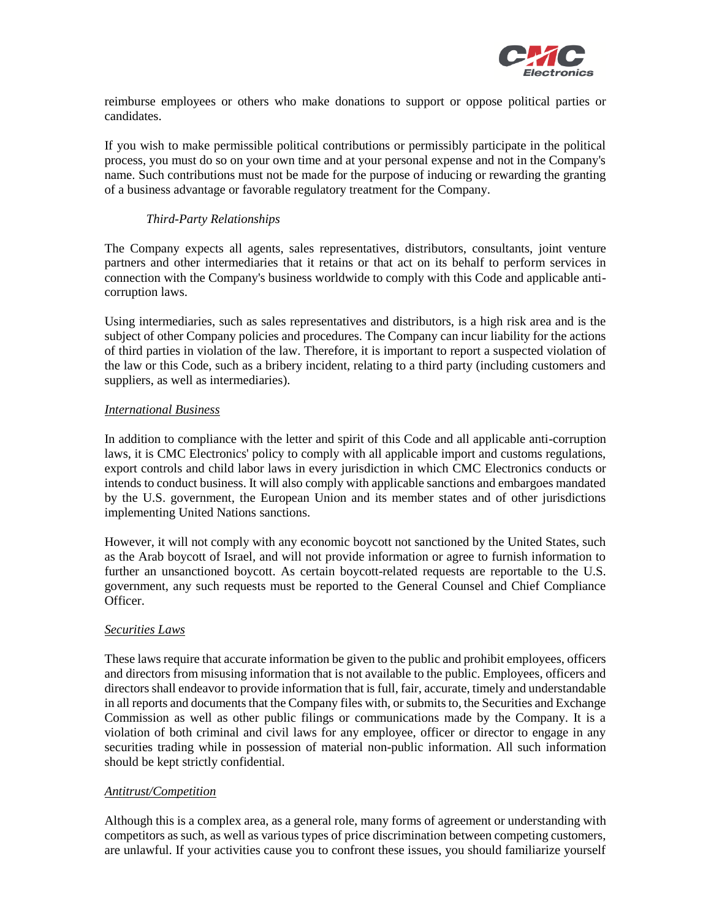reimburse employees or others who make donations to support or oppose political parties or candidates.

If you wish to make permissible political contributions or permissibly participate in the political process, you must do so on your own time and at your personal expense and not in the Company's name. Such contributions must not be made for the purpose of inducing or rewarding the granting of a business advantage or favorable regulatory treatment for the Company.

*Third-Party Relationships*

The Company expects all agents, sales representatives, distributors, consultants, joint venture partners and other intermediaries that it retains or that act on its behalf to perform services in connection with the Company's business worldwide to comply with this Code and applicable anti-corruption laws.

Using intermediaries, such as sales representatives and distributors, is a high risk area and is the subject of other Company policies and procedures. The Company can incur liability for the actions of third parties in violation of the law. Therefore, it is important to report a suspected violation of the law or this Code, such as a bribery incident, relating to a third party (including customers and suppliers, as well as intermediaries).

*International Business*

In addition to compliance with the letter and spirit of this Code and all applicable anti-corruption laws, it is CMC Electronics' policy to comply with all applicable import and customs regulations, export controls and child labor laws in every jurisdiction in which CMC Electronics conducts or intends to conduct business. It will also comply with applicable sanctions and embargoes mandated by the U.S. government, the European Union and its member states and of other jurisdictions implementing United Nations sanctions.

However, it will not comply with any economic boycott not sanctioned by the United States, such as the Arab boycott of Israel, and will not provide information or agree to furnish information to further an unsanctioned boycott. As certain boycott-related requests are reportable to the U.S. government, any such requests must be reported to the General Counsel and Chief Compliance Officer.

*Securities Laws*

These laws require that accurate information be given to the public and prohibit employees, officers and directors from misusing information that is not available to the public. Employees, officers and directors shall endeavor to provide information that is full, fair, accurate, timely and understandable in all reports and documents that the Company files with, or submits to, the Securities and Exchange Commission as well as other public filings or communications made by the Company. It is a violation of both criminal and civil laws for any employee, officer or director to engage in any securities trading while in possession of material non-public information. All such information should be kept strictly confidential.

*Antitrust/Competition*

Although this is a complex area, as a general role, many forms of agreement or understanding with competitors as such, as well as various types of price discrimination between competing customers, are unlawful. If your activities cause you to confront these issues, you should familiarize yourself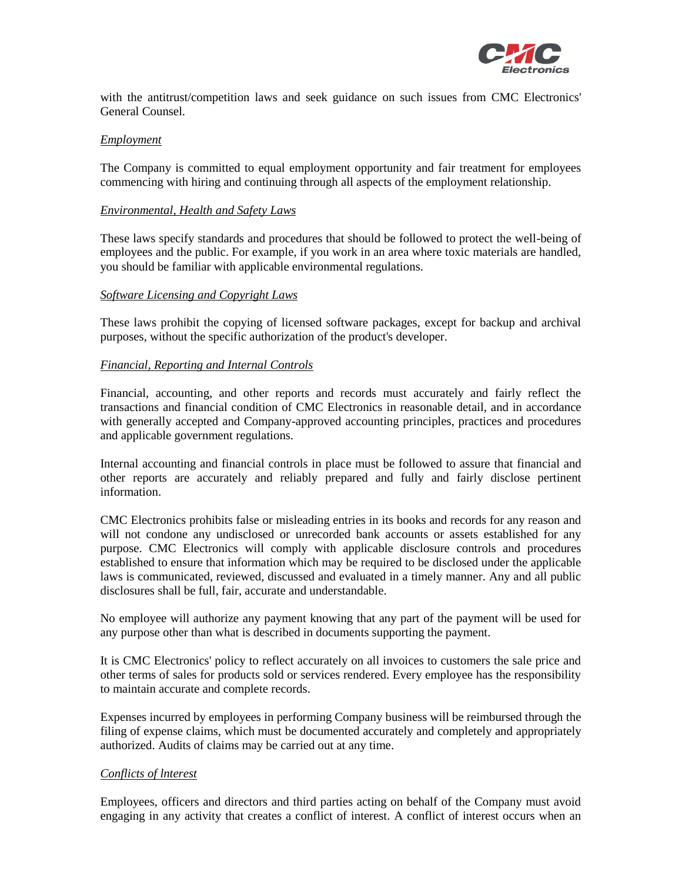with the antitrust/competition laws and seek guidance on such issues from CMC Electronics' General Counsel.

*Employment*

The Company is committed to equal employment opportunity and fair treatment for employees commencing with hiring and continuing through all aspects of the employment relationship.

*Environmental, Health and Safety Laws*

These laws specify standards and procedures that should be followed to protect the well-being of employees and the public. For example, if you work in an area where toxic materials are handled, you should be familiar with applicable environmental regulations.

*Software Licensing and Copyright Laws*

These laws prohibit the copying of licensed software packages, except for backup and archival purposes, without the specific authorization of the product's developer.

*Financial, Reporting and Internal Controls*

Financial, accounting, and other reports and records must accurately and fairly reflect the transactions and financial condition of CMC Electronics in reasonable detail, and in accordance with generally accepted and Company-approved accounting principles, practices and procedures and applicable government regulations.

Internal accounting and financial controls in place must be followed to assure that financial and other reports are accurately and reliably prepared and fully and fairly disclose pertinent information.

CMC Electronics prohibits false or misleading entries in its books and records for any reason and will not condone any undisclosed or unrecorded bank accounts or assets established for any purpose. CMC Electronics will comply with applicable disclosure controls and procedures established to ensure that information which may be required to be disclosed under the applicable laws is communicated, reviewed, discussed and evaluated in a timely manner. Any and all public disclosures shall be full, fair, accurate and understandable.

No employee will authorize any payment knowing that any part of the payment will be used for any purpose other than what is described in documents supporting the payment.

It is CMC Electronics' policy to reflect accurately on all invoices to customers the sale price and other terms of sales for products sold or services rendered. Every employee has the responsibility to maintain accurate and complete records.

Expenses incurred by employees in performing Company business will be reimbursed through the filing of expense claims, which must be documented accurately and completely and appropriately authorized. Audits of claims may be carried out at any time.

*Conflicts of Interest*

Employees, officers and directors and third parties acting on behalf of the Company must avoid engaging in any activity that creates a conflict of interest. A conflict of interest occurs when an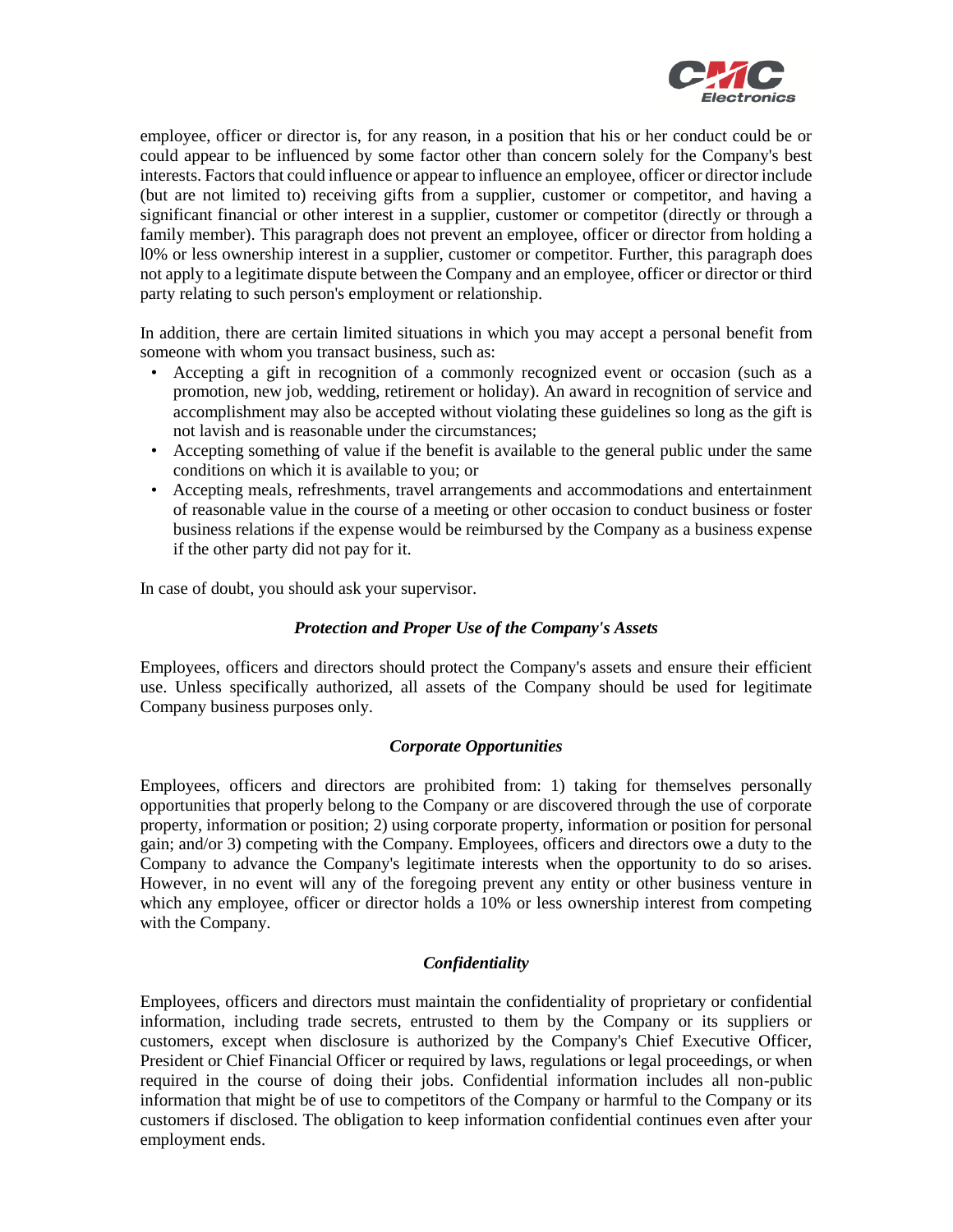employee, officer or director is, for any reason, in a position that his or her conduct could be or could appear to be influenced by some factor other than concern solely for the Company's best interests. Factors that could influence or appear to influence an employee, officer or director include (but are not limited to) receiving gifts from a supplier, customer or competitor, and having a significant financial or other interest in a supplier, customer or competitor (directly or through a family member). This paragraph does not prevent an employee, officer or director from holding a l0% or less ownership interest in a supplier, customer or competitor. Further, this paragraph does not apply to a legitimate dispute between the Company and an employee, officer or director or third party relating to such person's employment or relationship.

In addition, there are certain limited situations in which you may accept a personal benefit from someone with whom you transact business, such as:

- Accepting a gift in recognition of a commonly recognized event or occasion (such as a promotion, new job, wedding, retirement or holiday). An award in recognition of service and accomplishment may also be accepted without violating these guidelines so long as the gift is not lavish and is reasonable under the circumstances;
- Accepting something of value if the benefit is available to the general public under the same conditions on which it is available to you; or
- Accepting meals, refreshments, travel arrangements and accommodations and entertainment of reasonable value in the course of a meeting or other occasion to conduct business or foster business relations if the expense would be reimbursed by the Company as a business expense if the other party did not pay for it.

In case of doubt, you should ask your supervisor.

### *Protection and Proper Use of the Company's Assets*

Employees, officers and directors should protect the Company's assets and ensure their efficient use. Unless specifically authorized, all assets of the Company should be used for legitimate Company business purposes only.

### *Corporate Opportunities*

Employees, officers and directors are prohibited from: 1) taking for themselves personally opportunities that properly belong to the Company or are discovered through the use of corporate property, information or position; 2) using corporate property, information or position for personal gain; and/or 3) competing with the Company. Employees, officers and directors owe a duty to the Company to advance the Company's legitimate interests when the opportunity to do so arises. However, in no event will any of the foregoing prevent any entity or other business venture in which any employee, officer or director holds a 10% or less ownership interest from competing with the Company.

### *Confidentiality*

Employees, officers and directors must maintain the confidentiality of proprietary or confidential information, including trade secrets, entrusted to them by the Company or its suppliers or customers, except when disclosure is authorized by the Company's Chief Executive Officer, President or Chief Financial Officer or required by laws, regulations or legal proceedings, or when required in the course of doing their jobs. Confidential information includes all non-public information that might be of use to competitors of the Company or harmful to the Company or its customers if disclosed. The obligation to keep information confidential continues even after your employment ends.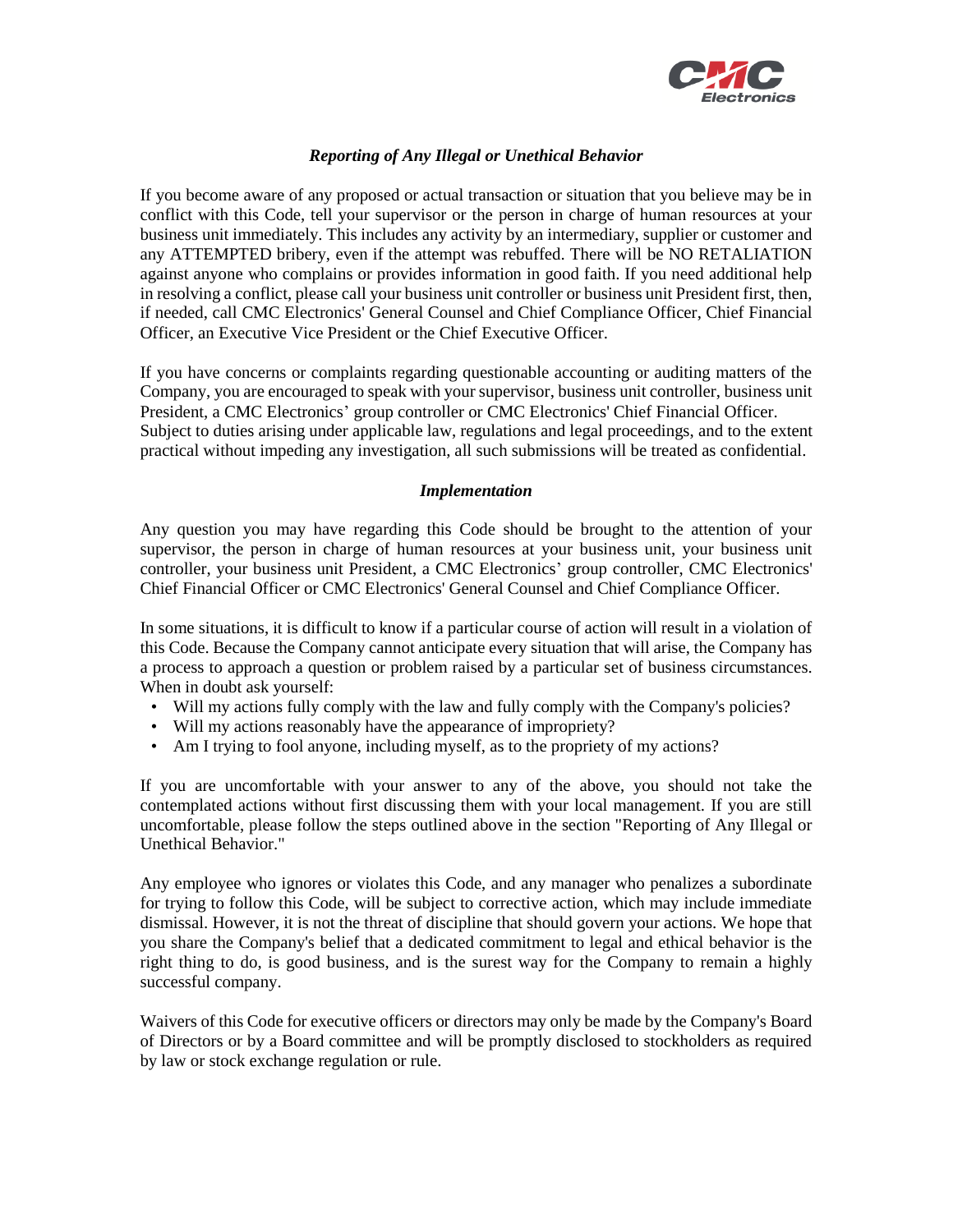### *Reporting of Any Illegal or Unethical Behavior*

If you become aware of any proposed or actual transaction or situation that you believe may be in conflict with this Code, tell your supervisor or the person in charge of human resources at your business unit immediately. This includes any activity by an intermediary, supplier or customer and any ATTEMPTED bribery, even if the attempt was rebuffed. There will be NO RETALIATION against anyone who complains or provides information in good faith. If you need additional help in resolving a conflict, please call your business unit controller or business unit President first, then, if needed, call CMC Electronics' General Counsel and Chief Compliance Officer, Chief Financial Officer, an Executive Vice President or the Chief Executive Officer.

If you have concerns or complaints regarding questionable accounting or auditing matters of the Company, you are encouraged to speak with your supervisor, business unit controller, business unit President, a CMC Electronics' group controller or CMC Electronics' Chief Financial Officer. Subject to duties arising under applicable law, regulations and legal proceedings, and to the extent practical without impeding any investigation, all such submissions will be treated as confidential.

### *Implementation*

Any question you may have regarding this Code should be brought to the attention of your supervisor, the person in charge of human resources at your business unit, your business unit controller, your business unit President, a CMC Electronics' group controller, CMC Electronics' Chief Financial Officer or CMC Electronics' General Counsel and Chief Compliance Officer.

In some situations, it is difficult to know if a particular course of action will result in a violation of this Code. Because the Company cannot anticipate every situation that will arise, the Company has a process to approach a question or problem raised by a particular set of business circumstances. When in doubt ask yourself:

- Will my actions fully comply with the law and fully comply with the Company's policies?
- Will my actions reasonably have the appearance of impropriety?
- Am I trying to fool anyone, including myself, as to the propriety of my actions?

If you are uncomfortable with your answer to any of the above, you should not take the contemplated actions without first discussing them with your local management. If you are still uncomfortable, please follow the steps outlined above in the section "Reporting of Any Illegal or Unethical Behavior."

Any employee who ignores or violates this Code, and any manager who penalizes a subordinate for trying to follow this Code, will be subject to corrective action, which may include immediate dismissal. However, it is not the threat of discipline that should govern your actions. We hope that you share the Company's belief that a dedicated commitment to legal and ethical behavior is the right thing to do, is good business, and is the surest way for the Company to remain a highly successful company.

Waivers of this Code for executive officers or directors may only be made by the Company's Board of Directors or by a Board committee and will be promptly disclosed to stockholders as required by law or stock exchange regulation or rule.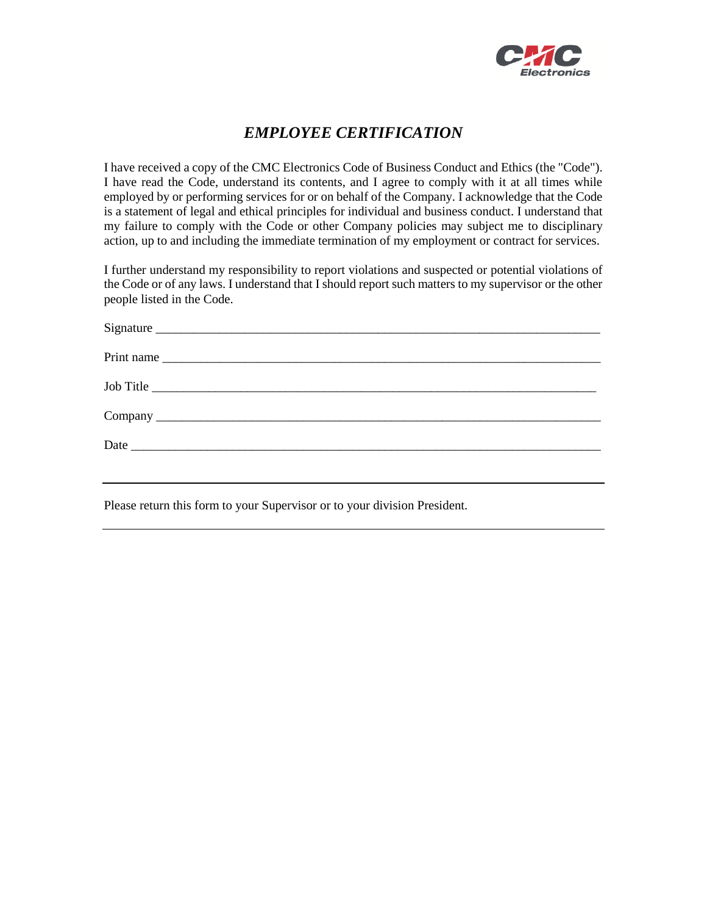# *EMPLOYEE CERTIFICATION*

I have received a copy of the CMC Electronics Code of Business Conduct and Ethics (the "Code"). I have read the Code, understand its contents, and I agree to comply with it at all times while employed by or performing services for or on behalf of the Company. I acknowledge that the Code is a statement of legal and ethical principles for individual and business conduct. I understand that my failure to comply with the Code or other Company policies may subject me to disciplinary action, up to and including the immediate termination of my employment or contract for services.

I further understand my responsibility to report violations and suspected or potential violations of the Code or of any laws. I understand that I should report such matters to my supervisor or the other people listed in the Code.

Signature ___________________________________________________________________

Print name __________________________________________________________________

Job Title ___________________________________________________________________

Company ___________________________________________________________________

Date _______________________________________________________________________

---

Please return this form to your Supervisor or to your division President.

---